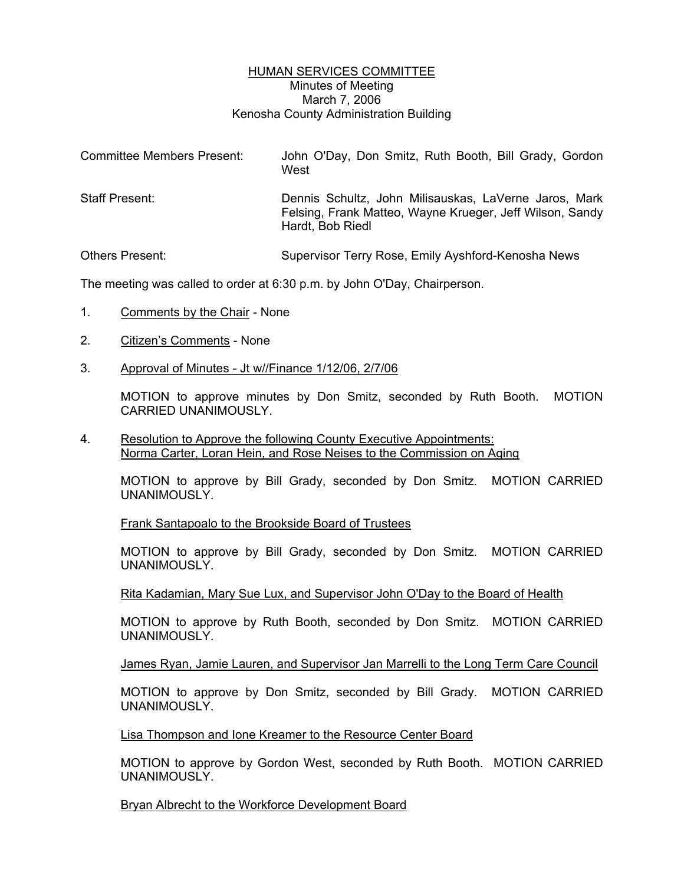# HUMAN SERVICES COMMITTEE

Minutes of Meeting
March 7, 2006
Kenosha County Administration Building

| | |
|---|---|
| Committee Members Present: | John O'Day, Don Smitz, Ruth Booth, Bill Grady, Gordon West |
| Staff Present: | Dennis Schultz, John Milisauskas, LaVerne Jaros, Mark Felsing, Frank Matteo, Wayne Krueger, Jeff Wilson, Sandy Hardt, Bob Riedl |
| Others Present: | Supervisor Terry Rose, Emily Ayshford-Kenosha News |

The meeting was called to order at 6:30 p.m. by John O'Day, Chairperson.

1. Comments by the Chair - None

2. Citizen's Comments - None

3. Approval of Minutes - Jt w//Finance 1/12/06, 2/7/06

   MOTION to approve minutes by Don Smitz, seconded by Ruth Booth. MOTION CARRIED UNANIMOUSLY.

4. Resolution to Approve the following County Executive Appointments:
   Norma Carter, Loran Hein, and Rose Neises to the Commission on Aging

   MOTION to approve by Bill Grady, seconded by Don Smitz. MOTION CARRIED UNANIMOUSLY.

   Frank Santapoalo to the Brookside Board of Trustees

   MOTION to approve by Bill Grady, seconded by Don Smitz. MOTION CARRIED UNANIMOUSLY.

   Rita Kadamian, Mary Sue Lux, and Supervisor John O'Day to the Board of Health

   MOTION to approve by Ruth Booth, seconded by Don Smitz. MOTION CARRIED UNANIMOUSLY.

   James Ryan, Jamie Lauren, and Supervisor Jan Marrelli to the Long Term Care Council

   MOTION to approve by Don Smitz, seconded by Bill Grady. MOTION CARRIED UNANIMOUSLY.

   Lisa Thompson and Ione Kreamer to the Resource Center Board

   MOTION to approve by Gordon West, seconded by Ruth Booth. MOTION CARRIED UNANIMOUSLY.

   Bryan Albrecht to the Workforce Development Board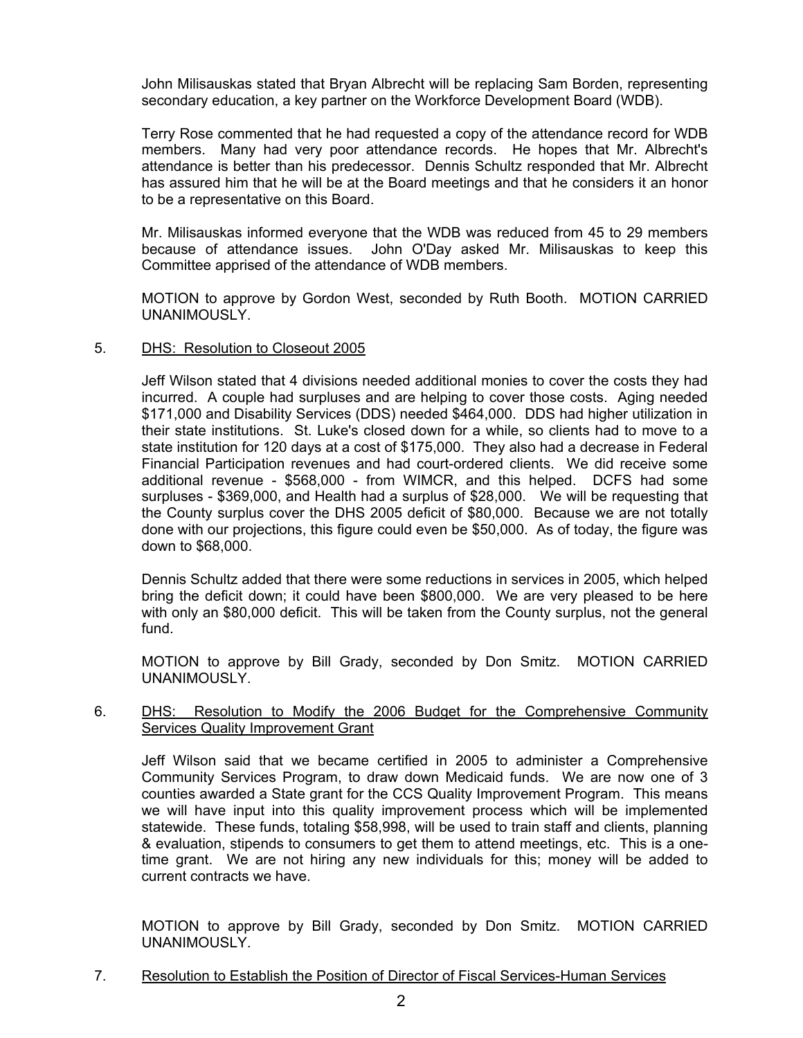John Milisauskas stated that Bryan Albrecht will be replacing Sam Borden, representing secondary education, a key partner on the Workforce Development Board (WDB).

Terry Rose commented that he had requested a copy of the attendance record for WDB members. Many had very poor attendance records. He hopes that Mr. Albrecht's attendance is better than his predecessor. Dennis Schultz responded that Mr. Albrecht has assured him that he will be at the Board meetings and that he considers it an honor to be a representative on this Board.

Mr. Milisauskas informed everyone that the WDB was reduced from 45 to 29 members because of attendance issues. John O'Day asked Mr. Milisauskas to keep this Committee apprised of the attendance of WDB members.

MOTION to approve by Gordon West, seconded by Ruth Booth. MOTION CARRIED UNANIMOUSLY.

5. <u>DHS: Resolution to Closeout 2005</u>

Jeff Wilson stated that 4 divisions needed additional monies to cover the costs they had incurred. A couple had surpluses and are helping to cover those costs. Aging needed $171,000 and Disability Services (DDS) needed $464,000. DDS had higher utilization in their state institutions. St. Luke's closed down for a while, so clients had to move to a state institution for 120 days at a cost of $175,000. They also had a decrease in Federal Financial Participation revenues and had court-ordered clients. We did receive some additional revenue - $568,000 - from WIMCR, and this helped. DCFS had some surpluses - $369,000, and Health had a surplus of $28,000. We will be requesting that the County surplus cover the DHS 2005 deficit of $80,000. Because we are not totally done with our projections, this figure could even be $50,000. As of today, the figure was down to $68,000.

Dennis Schultz added that there were some reductions in services in 2005, which helped bring the deficit down; it could have been $800,000. We are very pleased to be here with only an $80,000 deficit. This will be taken from the County surplus, not the general fund.

MOTION to approve by Bill Grady, seconded by Don Smitz. MOTION CARRIED UNANIMOUSLY.

6. <u>DHS: Resolution to Modify the 2006 Budget for the Comprehensive Community Services Quality Improvement Grant</u>

Jeff Wilson said that we became certified in 2005 to administer a Comprehensive Community Services Program, to draw down Medicaid funds. We are now one of 3 counties awarded a State grant for the CCS Quality Improvement Program. This means we will have input into this quality improvement process which will be implemented statewide. These funds, totaling $58,998, will be used to train staff and clients, planning & evaluation, stipends to consumers to get them to attend meetings, etc. This is a one-time grant. We are not hiring any new individuals for this; money will be added to current contracts we have.

MOTION to approve by Bill Grady, seconded by Don Smitz. MOTION CARRIED UNANIMOUSLY.

7. <u>Resolution to Establish the Position of Director of Fiscal Services-Human Services</u>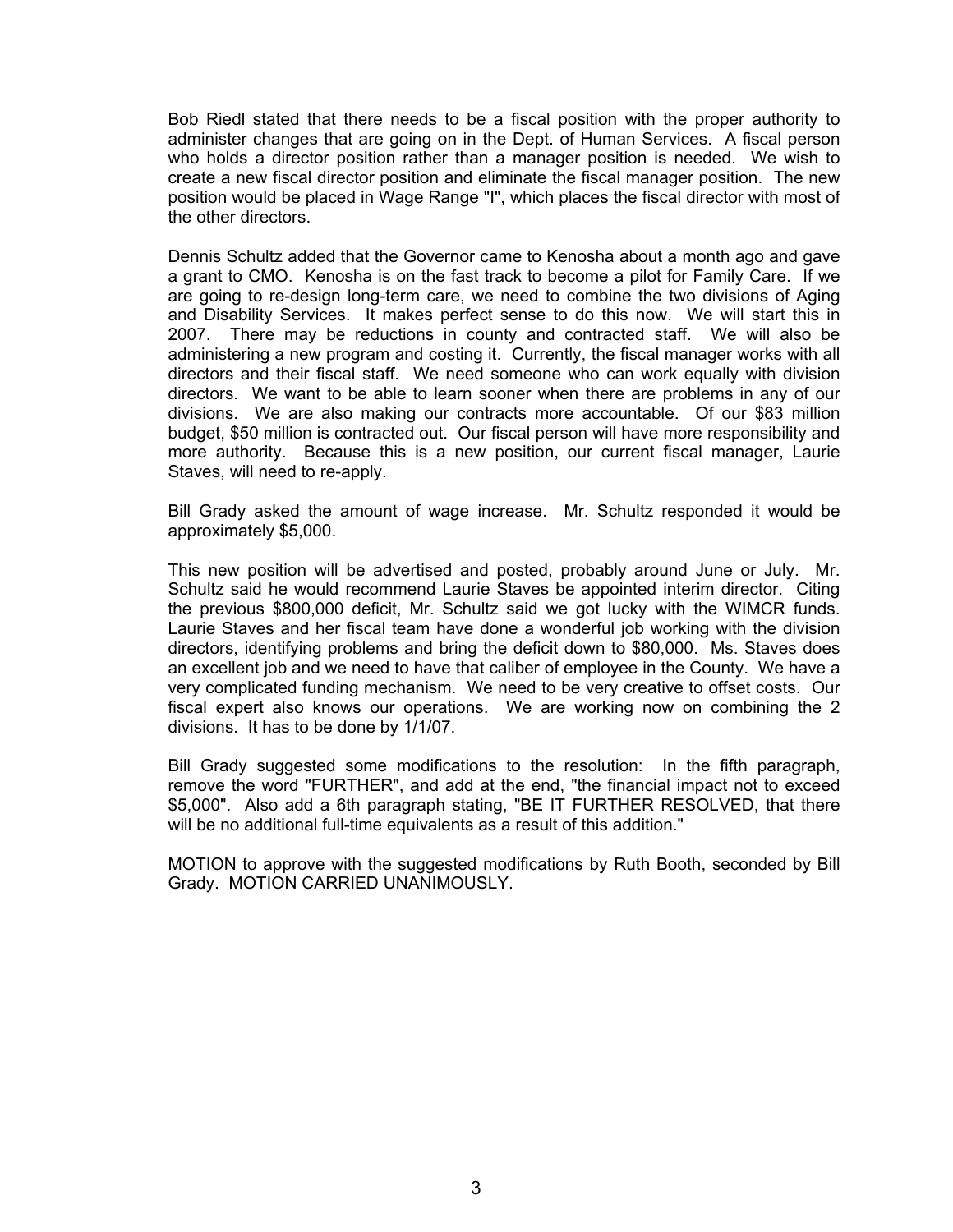Bob Riedl stated that there needs to be a fiscal position with the proper authority to administer changes that are going on in the Dept. of Human Services. A fiscal person who holds a director position rather than a manager position is needed. We wish to create a new fiscal director position and eliminate the fiscal manager position. The new position would be placed in Wage Range "I", which places the fiscal director with most of the other directors.

Dennis Schultz added that the Governor came to Kenosha about a month ago and gave a grant to CMO. Kenosha is on the fast track to become a pilot for Family Care. If we are going to re-design long-term care, we need to combine the two divisions of Aging and Disability Services. It makes perfect sense to do this now. We will start this in 2007. There may be reductions in county and contracted staff. We will also be administering a new program and costing it. Currently, the fiscal manager works with all directors and their fiscal staff. We need someone who can work equally with division directors. We want to be able to learn sooner when there are problems in any of our divisions. We are also making our contracts more accountable. Of our $83 million budget, $50 million is contracted out. Our fiscal person will have more responsibility and more authority. Because this is a new position, our current fiscal manager, Laurie Staves, will need to re-apply.

Bill Grady asked the amount of wage increase. Mr. Schultz responded it would be approximately $5,000.

This new position will be advertised and posted, probably around June or July. Mr. Schultz said he would recommend Laurie Staves be appointed interim director. Citing the previous $800,000 deficit, Mr. Schultz said we got lucky with the WIMCR funds. Laurie Staves and her fiscal team have done a wonderful job working with the division directors, identifying problems and bring the deficit down to $80,000. Ms. Staves does an excellent job and we need to have that caliber of employee in the County. We have a very complicated funding mechanism. We need to be very creative to offset costs. Our fiscal expert also knows our operations. We are working now on combining the 2 divisions. It has to be done by 1/1/07.

Bill Grady suggested some modifications to the resolution: In the fifth paragraph, remove the word "FURTHER", and add at the end, "the financial impact not to exceed $5,000". Also add a 6th paragraph stating, "BE IT FURTHER RESOLVED, that there will be no additional full-time equivalents as a result of this addition."

MOTION to approve with the suggested modifications by Ruth Booth, seconded by Bill Grady. MOTION CARRIED UNANIMOUSLY.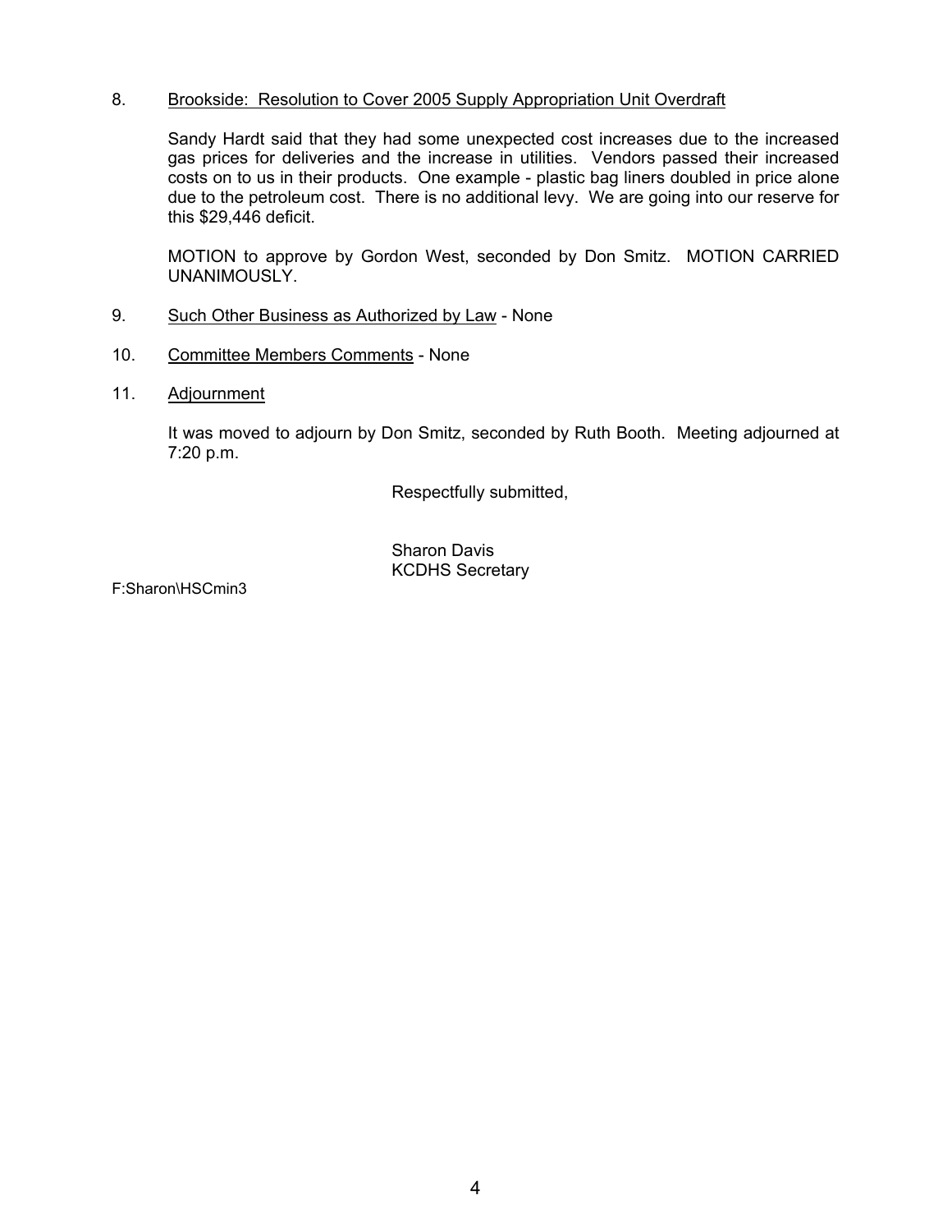8. <u>Brookside: Resolution to Cover 2005 Supply Appropriation Unit Overdraft</u>

   Sandy Hardt said that they had some unexpected cost increases due to the increased gas prices for deliveries and the increase in utilities. Vendors passed their increased costs on to us in their products. One example - plastic bag liners doubled in price alone due to the petroleum cost. There is no additional levy. We are going into our reserve for this $29,446 deficit.

   MOTION to approve by Gordon West, seconded by Don Smitz. MOTION CARRIED UNANIMOUSLY.

9. <u>Such Other Business as Authorized by Law</u> - None

10. <u>Committee Members Comments</u> - None

11. <u>Adjournment</u>

   It was moved to adjourn by Don Smitz, seconded by Ruth Booth. Meeting adjourned at 7:20 p.m.

Respectfully submitted,

Sharon Davis
KCDHS Secretary

F:Sharon\HSCmin3